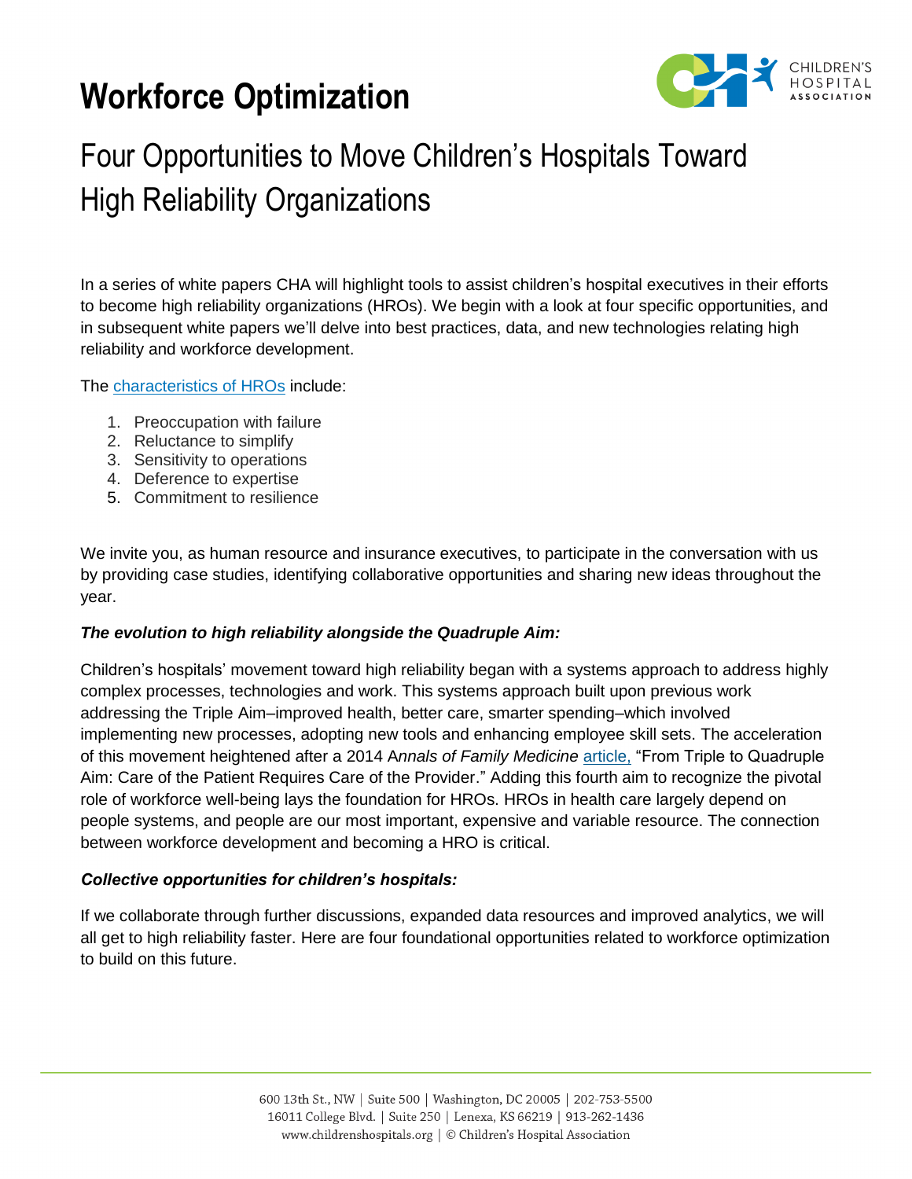# Workforce Optimization

## Four Opportunities to Move Children's Hospitals Toward High Reliability Organizations

In a series of white papers CHA will highlight tools to assist children's hospital executives in their efforts to become high reliability organizations (HROs). We begin with a look at four specific opportunities, and in subsequent white papers we'll delve into best practices, data, and new technologies relating high reliability and workforce development.

The characteristics of HROs include:

1. Preoccupation with failure
2. Reluctance to simplify
3. Sensitivity to operations
4. Deference to expertise
5. Commitment to resilience

We invite you, as human resource and insurance executives, to participate in the conversation with us by providing case studies, identifying collaborative opportunities and sharing new ideas throughout the year.

***The evolution to high reliability alongside the Quadruple Aim:***

Children's hospitals' movement toward high reliability began with a systems approach to address highly complex processes, technologies and work. This systems approach built upon previous work addressing the Triple Aim–improved health, better care, smarter spending–which involved implementing new processes, adopting new tools and enhancing employee skill sets. The acceleration of this movement heightened after a 2014 A*nnals of Family Medicine* article, "From Triple to Quadruple Aim: Care of the Patient Requires Care of the Provider." Adding this fourth aim to recognize the pivotal role of workforce well-being lays the foundation for HROs. HROs in health care largely depend on people systems, and people are our most important, expensive and variable resource. The connection between workforce development and becoming a HRO is critical.

***Collective opportunities for children's hospitals:***

If we collaborate through further discussions, expanded data resources and improved analytics, we will all get to high reliability faster. Here are four foundational opportunities related to workforce optimization to build on this future.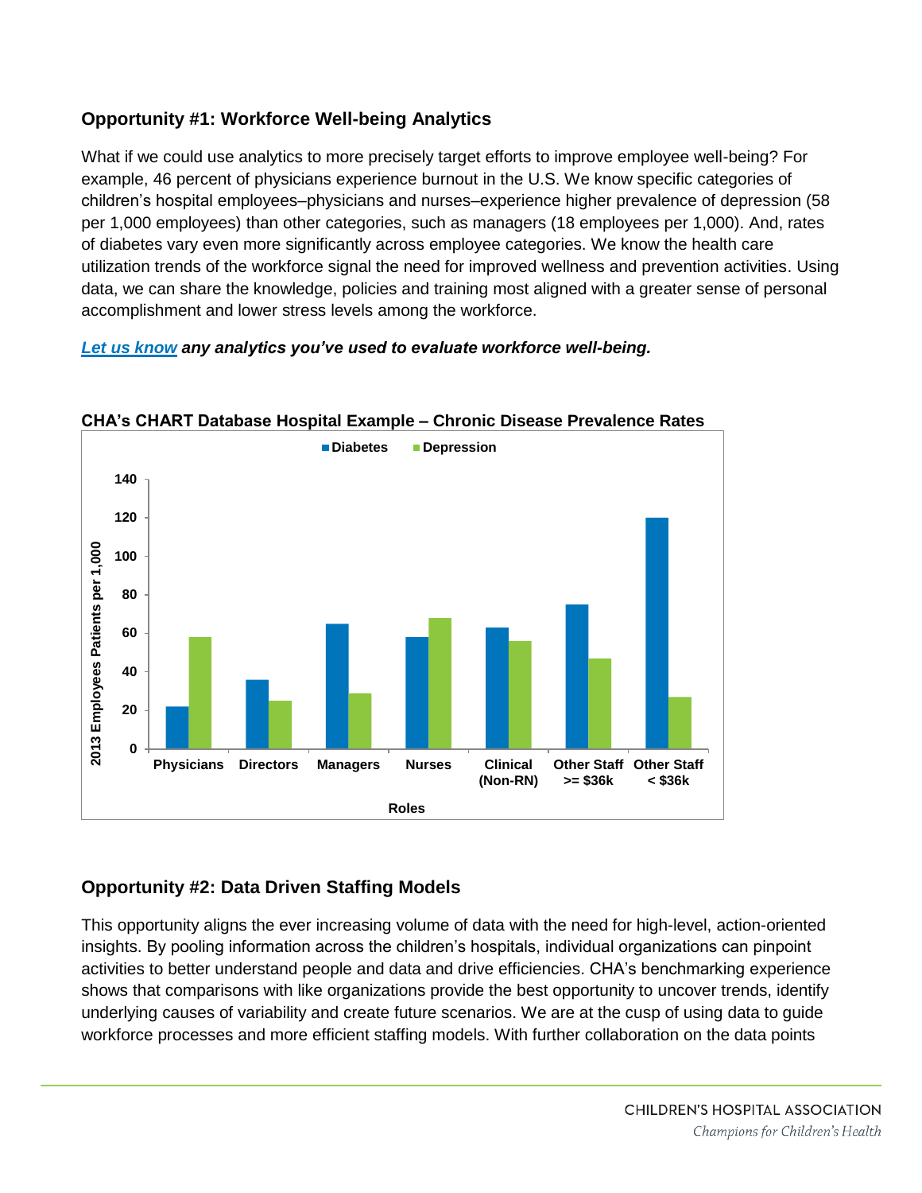## Opportunity #1: Workforce Well-being Analytics

What if we could use analytics to more precisely target efforts to improve employee well-being? For example, 46 percent of physicians experience burnout in the U.S. We know specific categories of children's hospital employees–physicians and nurses–experience higher prevalence of depression (58 per 1,000 employees) than other categories, such as managers (18 employees per 1,000). And, rates of diabetes vary even more significantly across employee categories. We know the health care utilization trends of the workforce signal the need for improved wellness and prevention activities. Using data, we can share the knowledge, policies and training most aligned with a greater sense of personal accomplishment and lower stress levels among the workforce.

***Let us know any analytics you've used to evaluate workforce well-being.***

**CHA's CHART Database Hospital Example – Chronic Disease Prevalence Rates**

| Roles | Diabetes | Depression |
|---|---|---|
| Physicians | 22 | 58 |
| Directors | 36 | 25 |
| Managers | 65 | 29 |
| Nurses | 58 | 68 |
| Clinical (Non-RN) | 63 | 56 |
| Other Staff >= $36k | 75 | 47 |
| Other Staff < $36k | 120 | 27 |

Y-axis: 2013 Employees Patients per 1,000

## Opportunity #2: Data Driven Staffing Models

This opportunity aligns the ever increasing volume of data with the need for high-level, action-oriented insights. By pooling information across the children's hospitals, individual organizations can pinpoint activities to better understand people and data and drive efficiencies. CHA's benchmarking experience shows that comparisons with like organizations provide the best opportunity to uncover trends, identify underlying causes of variability and create future scenarios. We are at the cusp of using data to guide workforce processes and more efficient staffing models. With further collaboration on the data points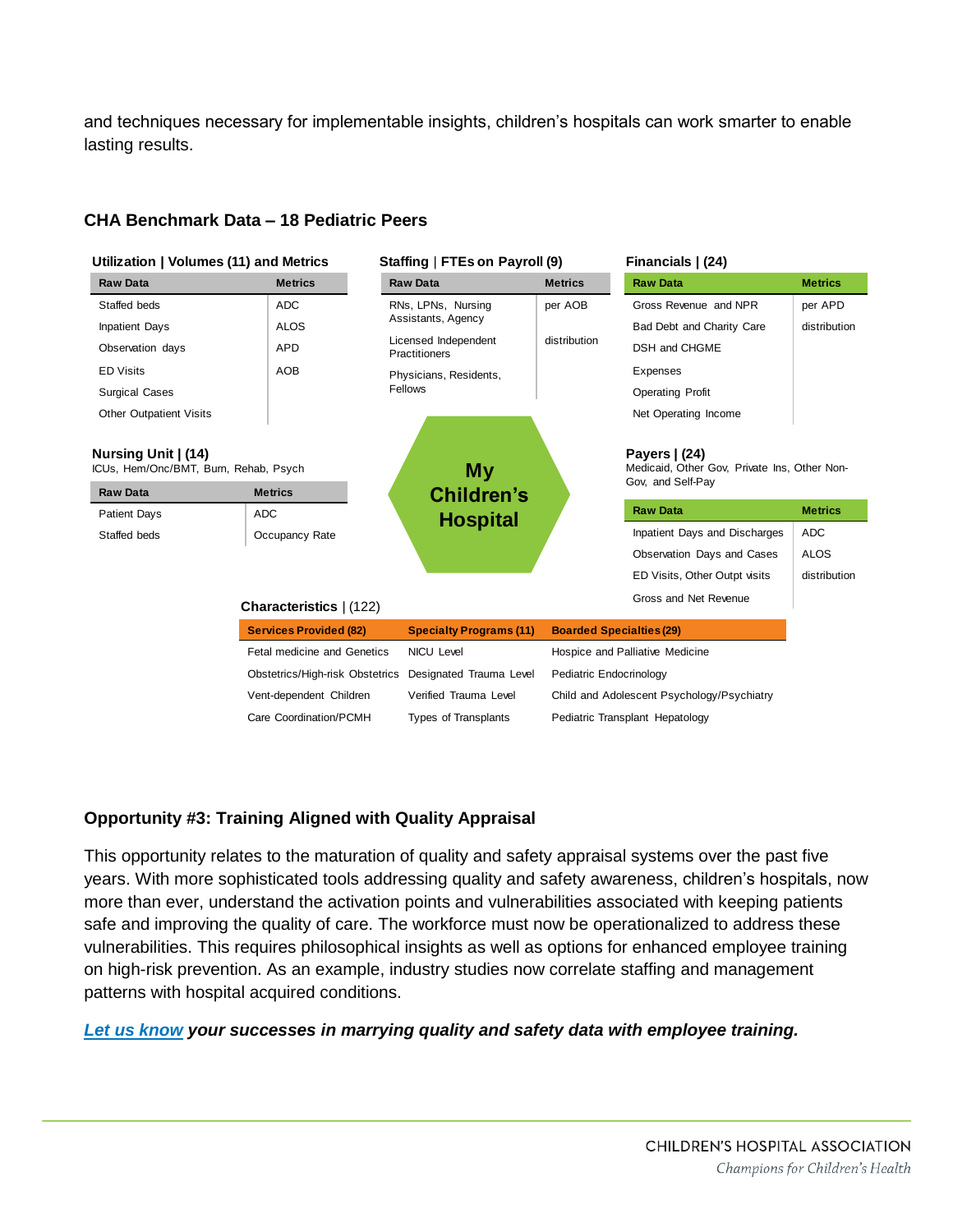and techniques necessary for implementable insights, children's hospitals can work smarter to enable lasting results.

### CHA Benchmark Data – 18 Pediatric Peers

**Utilization | Volumes (11) and Metrics**

| Raw Data | Metrics |
|---|---|
| Staffed beds | ADC |
| Inpatient Days | ALOS |
| Observation days | APD |
| ED Visits | AOB |
| Surgical Cases | |
| Other Outpatient Visits | |

**Staffing | FTEs on Payroll (9)**

| Raw Data | Metrics |
|---|---|
| RNs, LPNs, Nursing Assistants, Agency | per AOB |
| Licensed Independent Practitioners | distribution |
| Physicians, Residents, Fellows | |

**Financials | (24)**

| Raw Data | Metrics |
|---|---|
| Gross Revenue and NPR | per APD |
| Bad Debt and Charity Care | distribution |
| DSH and CHGME | |
| Expenses | |
| Operating Profit | |
| Net Operating Income | |

**Nursing Unit | (14)**
ICUs, Hem/Onc/BMT, Burn, Rehab, Psych

| Raw Data | Metrics |
|---|---|
| Patient Days | ADC |
| Staffed beds | Occupancy Rate |

**My Children's Hospital**

**Payers | (24)**
Medicaid, Other Gov, Private Ins, Other Non-Gov, and Self-Pay

| Raw Data | Metrics |
|---|---|
| Inpatient Days and Discharges | ADC |
| Observation Days and Cases | ALOS |
| ED Visits, Other Outpt visits | distribution |
| Gross and Net Revenue | |

**Characteristics | (122)**

| Services Provided (82) | Specialty Programs (11) | Boarded Specialties (29) |
|---|---|---|
| Fetal medicine and Genetics | NICU Level | Hospice and Palliative Medicine |
| Obstetrics/High-risk Obstetrics | Designated Trauma Level | Pediatric Endocrinology |
| Vent-dependent Children | Verified Trauma Level | Child and Adolescent Psychology/Psychiatry |
| Care Coordination/PCMH | Types of Transplants | Pediatric Transplant Hepatology |

### Opportunity #3: Training Aligned with Quality Appraisal

This opportunity relates to the maturation of quality and safety appraisal systems over the past five years. With more sophisticated tools addressing quality and safety awareness, children's hospitals, now more than ever, understand the activation points and vulnerabilities associated with keeping patients safe and improving the quality of care. The workforce must now be operationalized to address these vulnerabilities. This requires philosophical insights as well as options for enhanced employee training on high-risk prevention. As an example, industry studies now correlate staffing and management patterns with hospital acquired conditions.

***Let us know your successes in marrying quality and safety data with employee training.***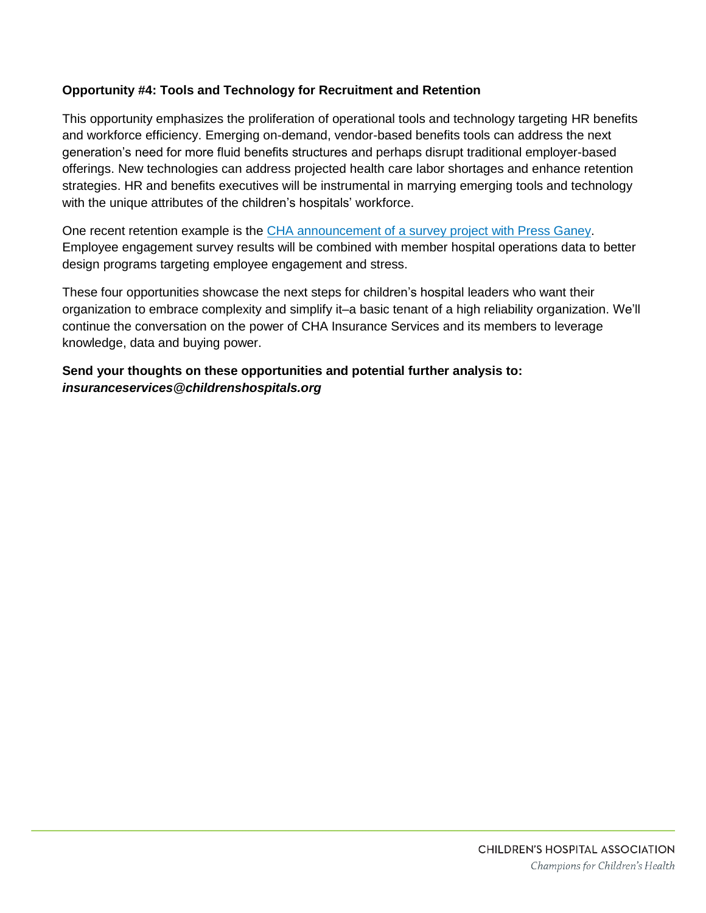**Opportunity #4: Tools and Technology for Recruitment and Retention**

This opportunity emphasizes the proliferation of operational tools and technology targeting HR benefits and workforce efficiency. Emerging on-demand, vendor-based benefits tools can address the next generation's need for more fluid benefits structures and perhaps disrupt traditional employer-based offerings. New technologies can address projected health care labor shortages and enhance retention strategies. HR and benefits executives will be instrumental in marrying emerging tools and technology with the unique attributes of the children's hospitals' workforce.

One recent retention example is the CHA announcement of a survey project with Press Ganey. Employee engagement survey results will be combined with member hospital operations data to better design programs targeting employee engagement and stress.

These four opportunities showcase the next steps for children's hospital leaders who want their organization to embrace complexity and simplify it–a basic tenant of a high reliability organization. We'll continue the conversation on the power of CHA Insurance Services and its members to leverage knowledge, data and buying power.

**Send your thoughts on these opportunities and potential further analysis to:**
***insuranceservices@childrenshospitals.org***